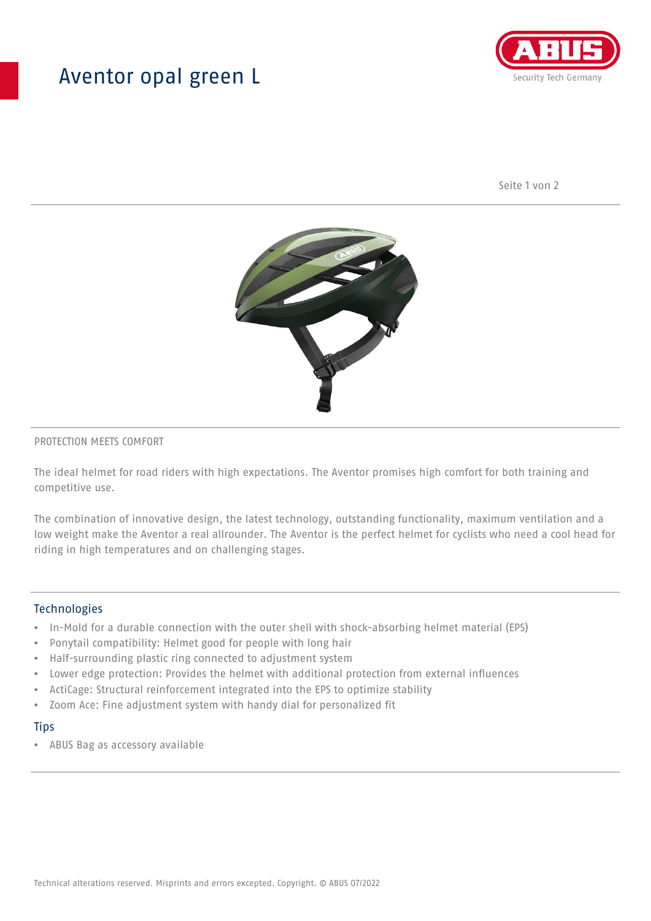# Aventor opal green L

PROTECTION MEETS COMFORT

The ideal helmet for road riders with high expectations. The Aventor promises high comfort for both training and competitive use.

The combination of innovative design, the latest technology, outstanding functionality, maximum ventilation and a low weight make the Aventor a real allrounder. The Aventor is the perfect helmet for cyclists who need a cool head for riding in high temperatures and on challenging stages.

## Technologies

- In-Mold for a durable connection with the outer shell with shock-absorbing helmet material (EPS)
- Ponytail compatibility: Helmet good for people with long hair
- Half-surrounding plastic ring connected to adjustment system
- Lower edge protection: Provides the helmet with additional protection from external influences
- ActiCage: Structural reinforcement integrated into the EPS to optimize stability
- Zoom Ace: Fine adjustment system with handy dial for personalized fit

## Tips

- ABUS Bag as accessory available

Technical alterations reserved. Misprints and errors excepted. Copyright. © ABUS 07/2022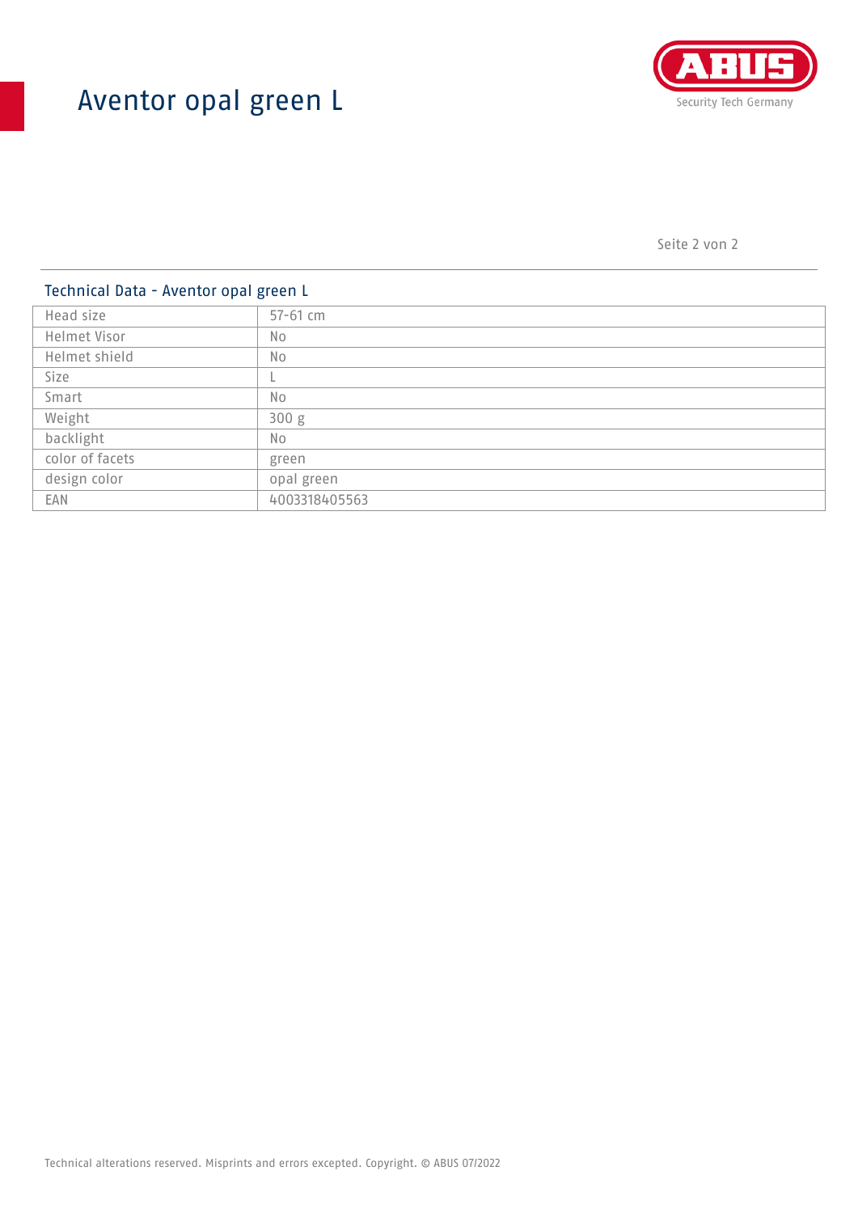# Aventor opal green L

## Technical Data - Aventor opal green L

| | |
|---|---|
| Head size | 57-61 cm |
| Helmet Visor | No |
| Helmet shield | No |
| Size | L |
| Smart | No |
| Weight | 300 g |
| backlight | No |
| color of facets | green |
| design color | opal green |
| EAN | 4003318405563 |

Technical alterations reserved. Misprints and errors excepted. Copyright. © ABUS 07/2022